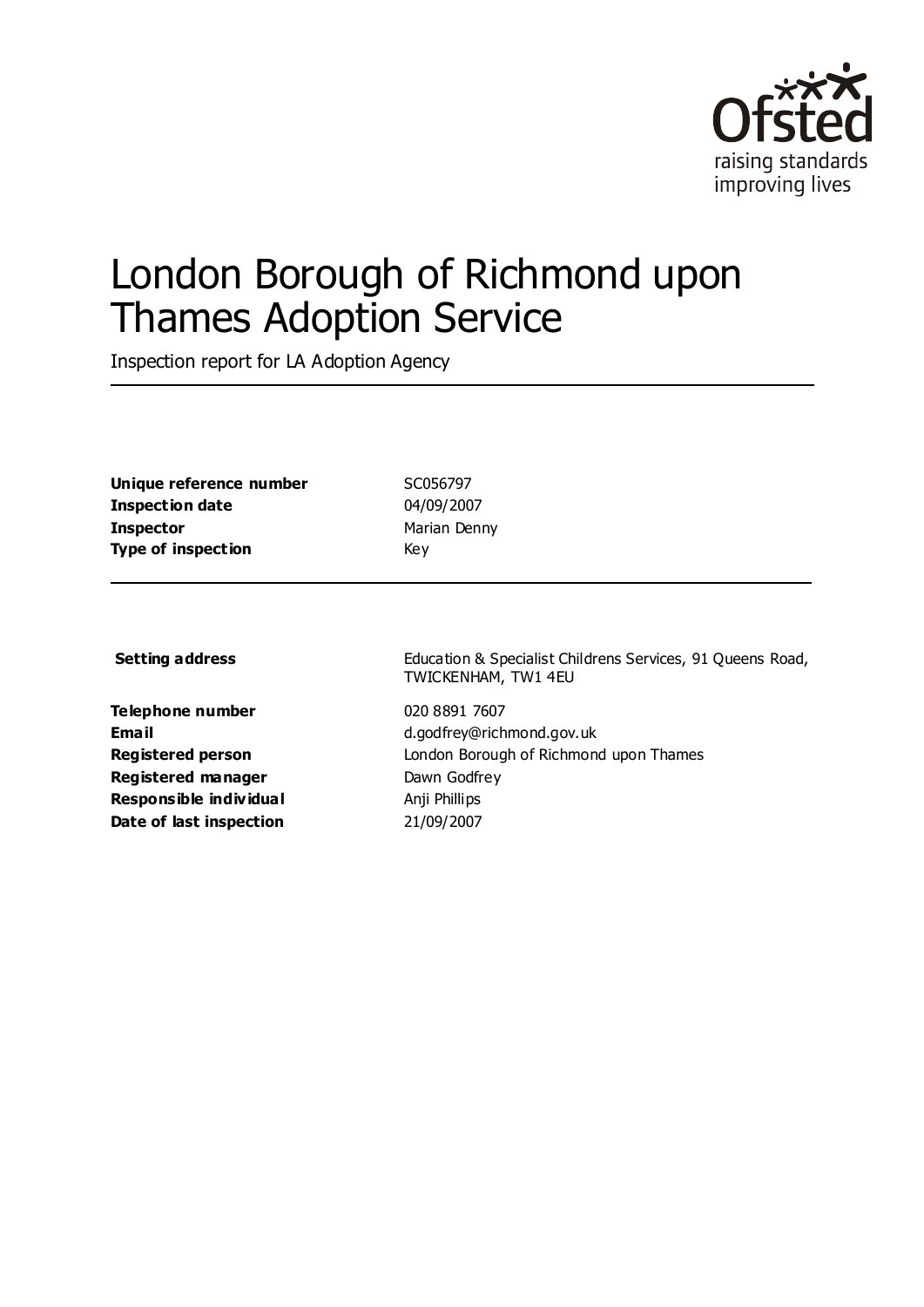Ofsted
raising standards
improving lives

# London Borough of Richmond upon Thames Adoption Service

Inspection report for LA Adoption Agency

| | |
|---|---|
| **Unique reference number** | SC056797 |
| **Inspection date** | 04/09/2007 |
| **Inspector** | Marian Denny |
| **Type of inspection** | Key |

| | |
|---|---|
| **Setting address** | Education & Specialist Childrens Services, 91 Queens Road, TWICKENHAM, TW1 4EU |
| **Telephone number** | 020 8891 7607 |
| **Email** | d.godfrey@richmond.gov.uk |
| **Registered person** | London Borough of Richmond upon Thames |
| **Registered manager** | Dawn Godfrey |
| **Responsible individual** | Anji Phillips |
| **Date of last inspection** | 21/09/2007 |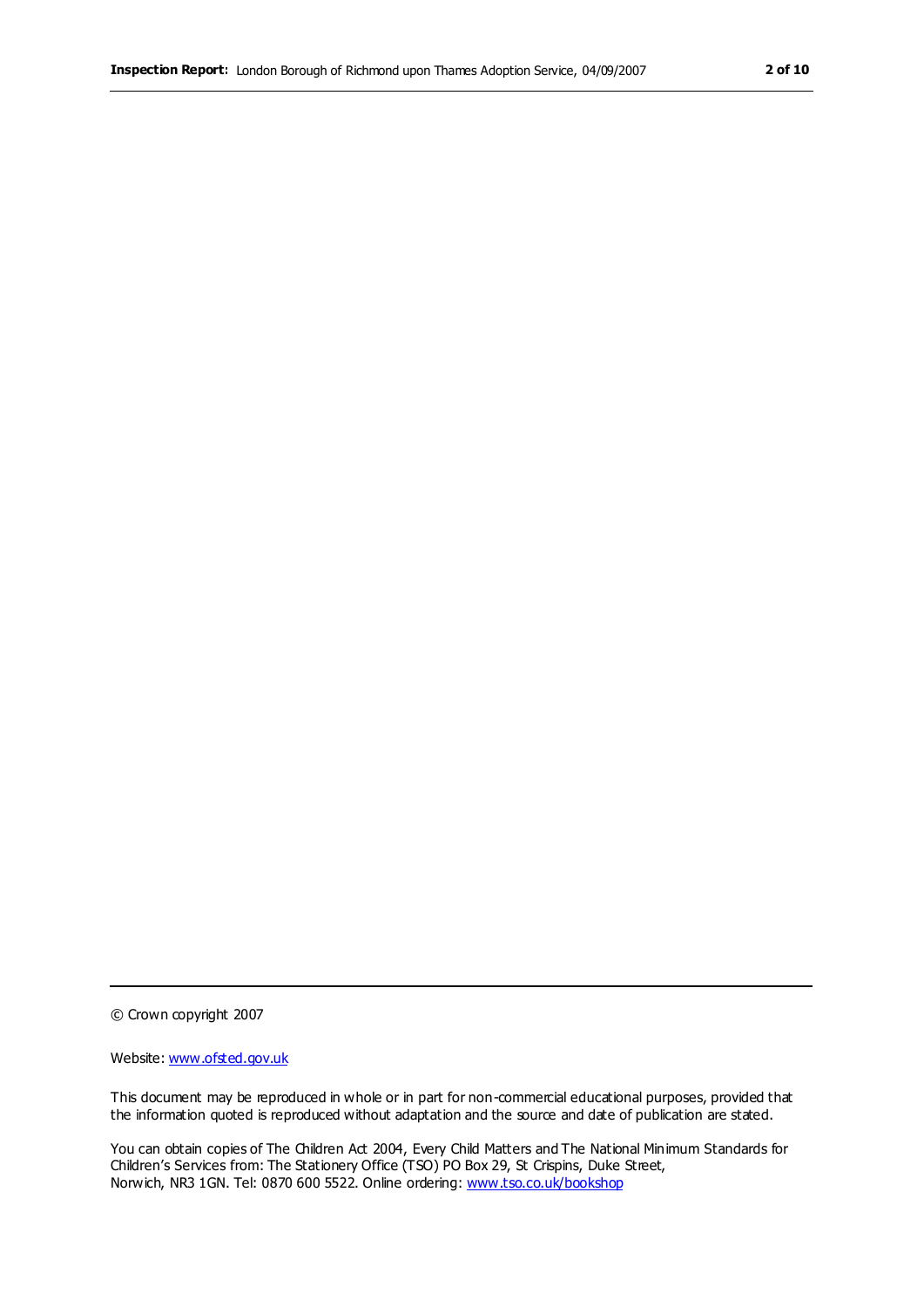© Crown copyright 2007

Website: www.ofsted.gov.uk

This document may be reproduced in whole or in part for non-commercial educational purposes, provided that the information quoted is reproduced without adaptation and the source and date of publication are stated.

You can obtain copies of The Children Act 2004, Every Child Matters and The National Minimum Standards for Children's Services from: The Stationery Office (TSO) PO Box 29, St Crispins, Duke Street, Norwich, NR3 1GN. Tel: 0870 600 5522. Online ordering: www.tso.co.uk/bookshop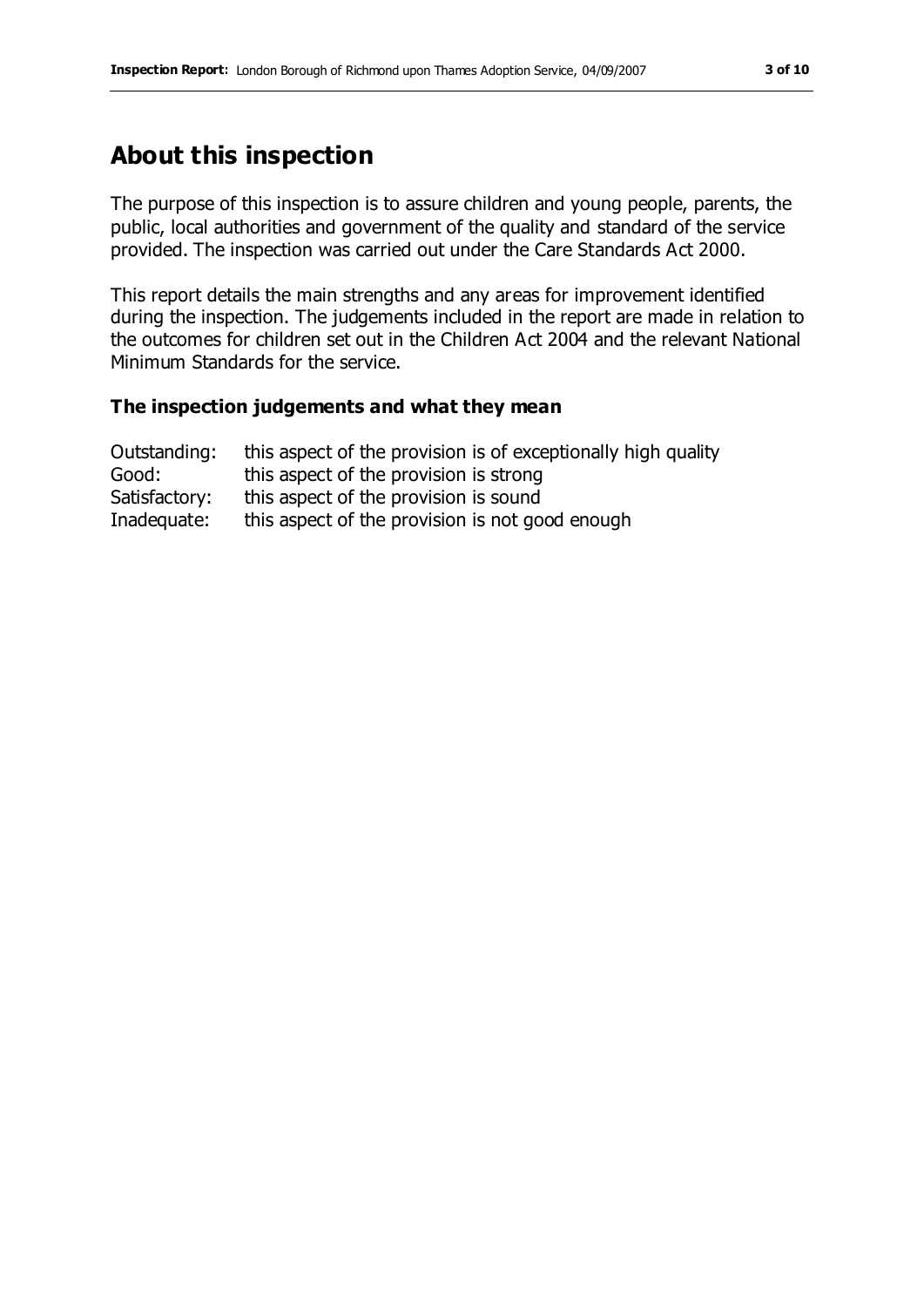## About this inspection

The purpose of this inspection is to assure children and young people, parents, the public, local authorities and government of the quality and standard of the service provided. The inspection was carried out under the Care Standards Act 2000.

This report details the main strengths and any areas for improvement identified during the inspection. The judgements included in the report are made in relation to the outcomes for children set out in the Children Act 2004 and the relevant National Minimum Standards for the service.

### The inspection judgements and what they mean

| | |
|---|---|
| Outstanding: | this aspect of the provision is of exceptionally high quality |
| Good: | this aspect of the provision is strong |
| Satisfactory: | this aspect of the provision is sound |
| Inadequate: | this aspect of the provision is not good enough |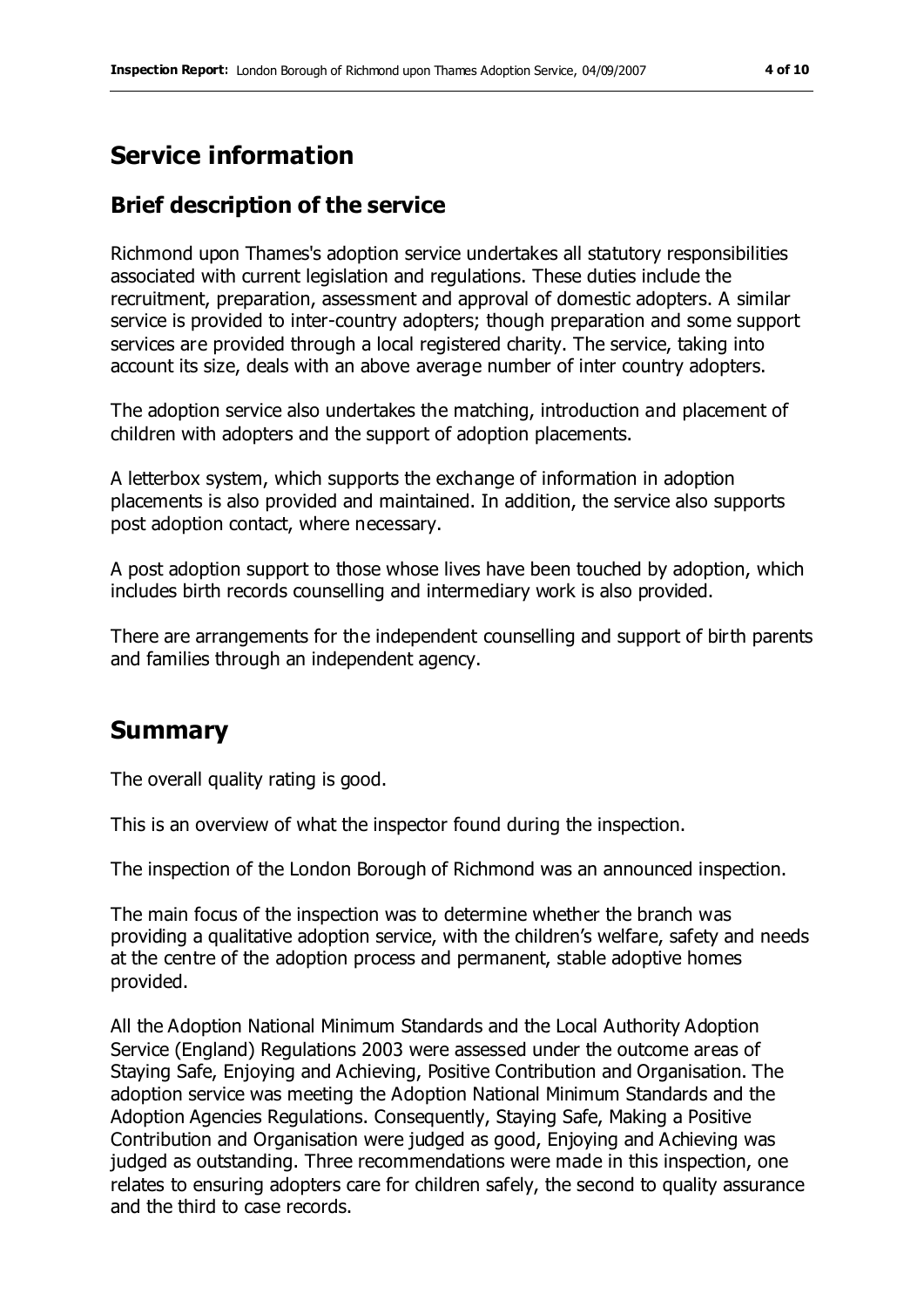# Service information

## Brief description of the service

Richmond upon Thames's adoption service undertakes all statutory responsibilities associated with current legislation and regulations. These duties include the recruitment, preparation, assessment and approval of domestic adopters. A similar service is provided to inter-country adopters; though preparation and some support services are provided through a local registered charity. The service, taking into account its size, deals with an above average number of inter country adopters.

The adoption service also undertakes the matching, introduction and placement of children with adopters and the support of adoption placements.

A letterbox system, which supports the exchange of information in adoption placements is also provided and maintained. In addition, the service also supports post adoption contact, where necessary.

A post adoption support to those whose lives have been touched by adoption, which includes birth records counselling and intermediary work is also provided.

There are arrangements for the independent counselling and support of birth parents and families through an independent agency.

# Summary

The overall quality rating is good.

This is an overview of what the inspector found during the inspection.

The inspection of the London Borough of Richmond was an announced inspection.

The main focus of the inspection was to determine whether the branch was providing a qualitative adoption service, with the children's welfare, safety and needs at the centre of the adoption process and permanent, stable adoptive homes provided.

All the Adoption National Minimum Standards and the Local Authority Adoption Service (England) Regulations 2003 were assessed under the outcome areas of Staying Safe, Enjoying and Achieving, Positive Contribution and Organisation. The adoption service was meeting the Adoption National Minimum Standards and the Adoption Agencies Regulations. Consequently, Staying Safe, Making a Positive Contribution and Organisation were judged as good, Enjoying and Achieving was judged as outstanding. Three recommendations were made in this inspection, one relates to ensuring adopters care for children safely, the second to quality assurance and the third to case records.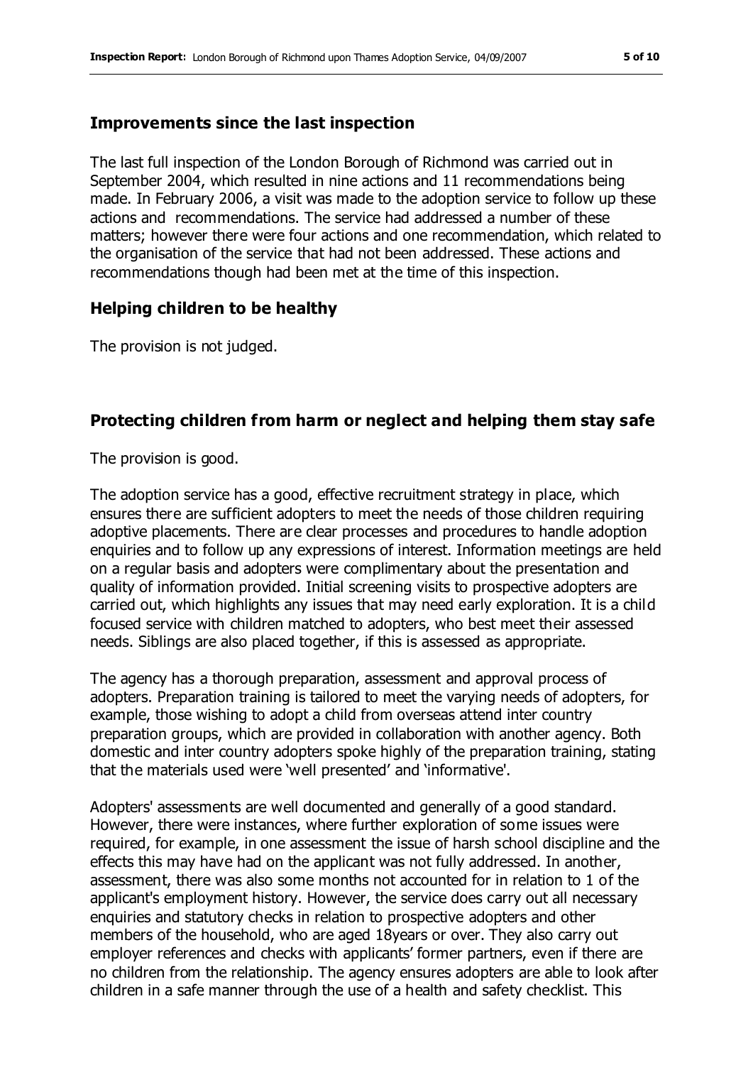## Improvements since the last inspection

The last full inspection of the London Borough of Richmond was carried out in September 2004, which resulted in nine actions and 11 recommendations being made. In February 2006, a visit was made to the adoption service to follow up these actions and recommendations. The service had addressed a number of these matters; however there were four actions and one recommendation, which related to the organisation of the service that had not been addressed. These actions and recommendations though had been met at the time of this inspection.

## Helping children to be healthy

The provision is not judged.

## Protecting children from harm or neglect and helping them stay safe

The provision is good.

The adoption service has a good, effective recruitment strategy in place, which ensures there are sufficient adopters to meet the needs of those children requiring adoptive placements. There are clear processes and procedures to handle adoption enquiries and to follow up any expressions of interest. Information meetings are held on a regular basis and adopters were complimentary about the presentation and quality of information provided. Initial screening visits to prospective adopters are carried out, which highlights any issues that may need early exploration. It is a child focused service with children matched to adopters, who best meet their assessed needs. Siblings are also placed together, if this is assessed as appropriate.

The agency has a thorough preparation, assessment and approval process of adopters. Preparation training is tailored to meet the varying needs of adopters, for example, those wishing to adopt a child from overseas attend inter country preparation groups, which are provided in collaboration with another agency. Both domestic and inter country adopters spoke highly of the preparation training, stating that the materials used were 'well presented' and 'informative'.

Adopters' assessments are well documented and generally of a good standard. However, there were instances, where further exploration of some issues were required, for example, in one assessment the issue of harsh school discipline and the effects this may have had on the applicant was not fully addressed. In another, assessment, there was also some months not accounted for in relation to 1 of the applicant's employment history. However, the service does carry out all necessary enquiries and statutory checks in relation to prospective adopters and other members of the household, who are aged 18years or over. They also carry out employer references and checks with applicants' former partners, even if there are no children from the relationship. The agency ensures adopters are able to look after children in a safe manner through the use of a health and safety checklist. This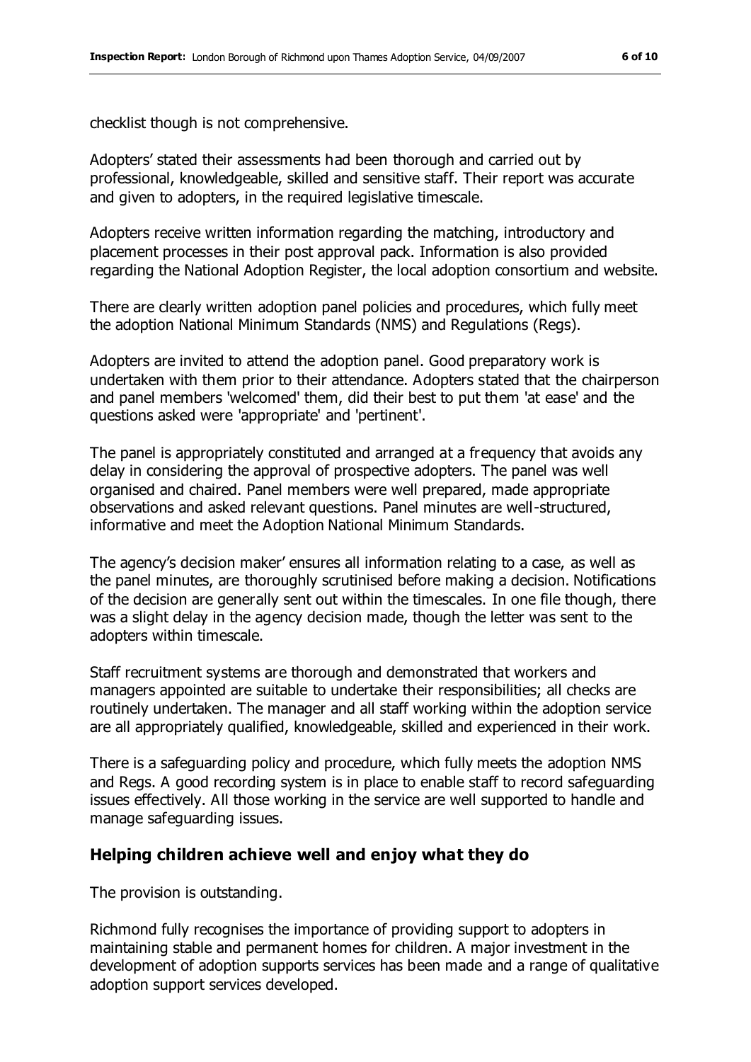checklist though is not comprehensive.

Adopters' stated their assessments had been thorough and carried out by professional, knowledgeable, skilled and sensitive staff. Their report was accurate and given to adopters, in the required legislative timescale.

Adopters receive written information regarding the matching, introductory and placement processes in their post approval pack. Information is also provided regarding the National Adoption Register, the local adoption consortium and website.

There are clearly written adoption panel policies and procedures, which fully meet the adoption National Minimum Standards (NMS) and Regulations (Regs).

Adopters are invited to attend the adoption panel. Good preparatory work is undertaken with them prior to their attendance. Adopters stated that the chairperson and panel members 'welcomed' them, did their best to put them 'at ease' and the questions asked were 'appropriate' and 'pertinent'.

The panel is appropriately constituted and arranged at a frequency that avoids any delay in considering the approval of prospective adopters. The panel was well organised and chaired. Panel members were well prepared, made appropriate observations and asked relevant questions. Panel minutes are well-structured, informative and meet the Adoption National Minimum Standards.

The agency's decision maker' ensures all information relating to a case, as well as the panel minutes, are thoroughly scrutinised before making a decision. Notifications of the decision are generally sent out within the timescales. In one file though, there was a slight delay in the agency decision made, though the letter was sent to the adopters within timescale.

Staff recruitment systems are thorough and demonstrated that workers and managers appointed are suitable to undertake their responsibilities; all checks are routinely undertaken. The manager and all staff working within the adoption service are all appropriately qualified, knowledgeable, skilled and experienced in their work.

There is a safeguarding policy and procedure, which fully meets the adoption NMS and Regs. A good recording system is in place to enable staff to record safeguarding issues effectively. All those working in the service are well supported to handle and manage safeguarding issues.

## Helping children achieve well and enjoy what they do

The provision is outstanding.

Richmond fully recognises the importance of providing support to adopters in maintaining stable and permanent homes for children. A major investment in the development of adoption supports services has been made and a range of qualitative adoption support services developed.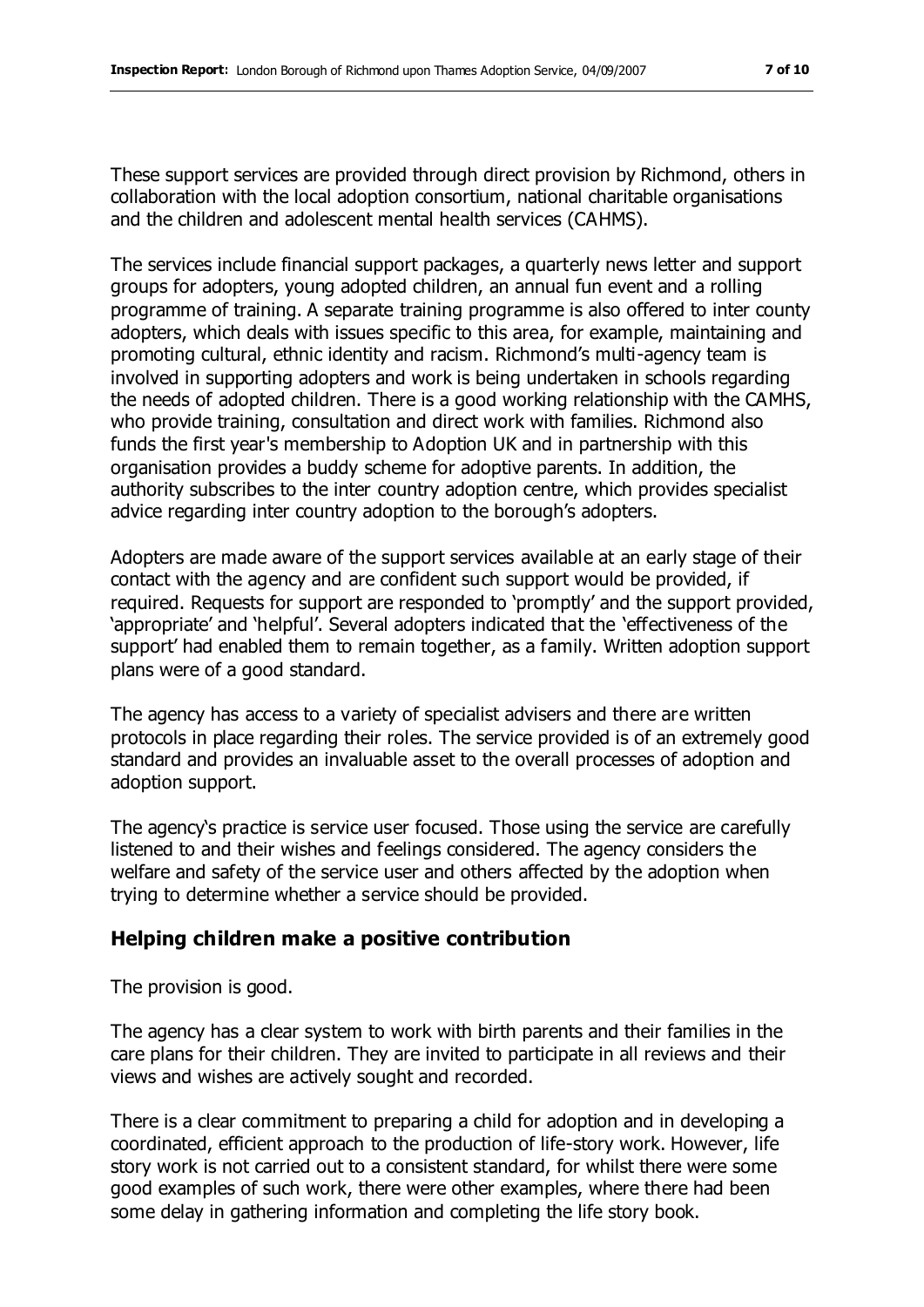These support services are provided through direct provision by Richmond, others in collaboration with the local adoption consortium, national charitable organisations and the children and adolescent mental health services (CAHMS).

The services include financial support packages, a quarterly news letter and support groups for adopters, young adopted children, an annual fun event and a rolling programme of training. A separate training programme is also offered to inter county adopters, which deals with issues specific to this area, for example, maintaining and promoting cultural, ethnic identity and racism. Richmond's multi-agency team is involved in supporting adopters and work is being undertaken in schools regarding the needs of adopted children. There is a good working relationship with the CAMHS, who provide training, consultation and direct work with families. Richmond also funds the first year's membership to Adoption UK and in partnership with this organisation provides a buddy scheme for adoptive parents. In addition, the authority subscribes to the inter country adoption centre, which provides specialist advice regarding inter country adoption to the borough's adopters.

Adopters are made aware of the support services available at an early stage of their contact with the agency and are confident such support would be provided, if required. Requests for support are responded to 'promptly' and the support provided, 'appropriate' and 'helpful'. Several adopters indicated that the 'effectiveness of the support' had enabled them to remain together, as a family. Written adoption support plans were of a good standard.

The agency has access to a variety of specialist advisers and there are written protocols in place regarding their roles. The service provided is of an extremely good standard and provides an invaluable asset to the overall processes of adoption and adoption support.

The agency's practice is service user focused. Those using the service are carefully listened to and their wishes and feelings considered. The agency considers the welfare and safety of the service user and others affected by the adoption when trying to determine whether a service should be provided.

## Helping children make a positive contribution

The provision is good.

The agency has a clear system to work with birth parents and their families in the care plans for their children. They are invited to participate in all reviews and their views and wishes are actively sought and recorded.

There is a clear commitment to preparing a child for adoption and in developing a coordinated, efficient approach to the production of life-story work. However, life story work is not carried out to a consistent standard, for whilst there were some good examples of such work, there were other examples, where there had been some delay in gathering information and completing the life story book.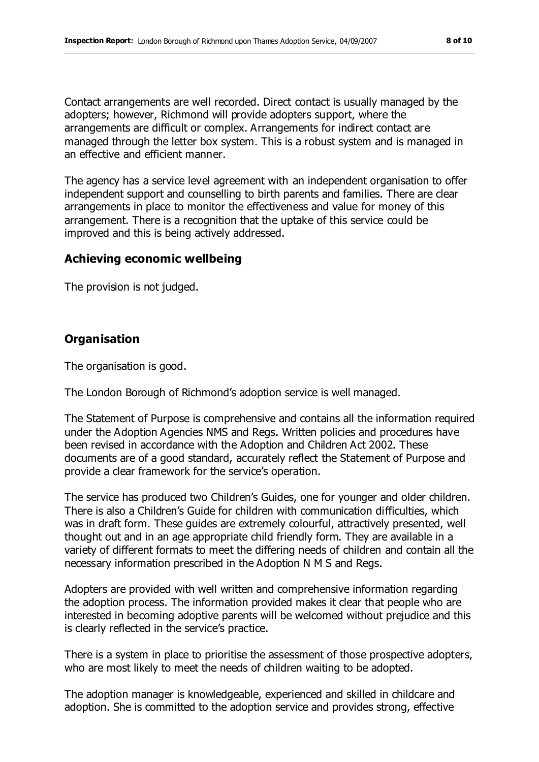Contact arrangements are well recorded. Direct contact is usually managed by the adopters; however, Richmond will provide adopters support, where the arrangements are difficult or complex. Arrangements for indirect contact are managed through the letter box system. This is a robust system and is managed in an effective and efficient manner.

The agency has a service level agreement with an independent organisation to offer independent support and counselling to birth parents and families. There are clear arrangements in place to monitor the effectiveness and value for money of this arrangement. There is a recognition that the uptake of this service could be improved and this is being actively addressed.

### Achieving economic wellbeing

The provision is not judged.

### Organisation

The organisation is good.

The London Borough of Richmond's adoption service is well managed.

The Statement of Purpose is comprehensive and contains all the information required under the Adoption Agencies NMS and Regs. Written policies and procedures have been revised in accordance with the Adoption and Children Act 2002. These documents are of a good standard, accurately reflect the Statement of Purpose and provide a clear framework for the service's operation.

The service has produced two Children's Guides, one for younger and older children. There is also a Children's Guide for children with communication difficulties, which was in draft form. These guides are extremely colourful, attractively presented, well thought out and in an age appropriate child friendly form. They are available in a variety of different formats to meet the differing needs of children and contain all the necessary information prescribed in the Adoption N M S and Regs.

Adopters are provided with well written and comprehensive information regarding the adoption process. The information provided makes it clear that people who are interested in becoming adoptive parents will be welcomed without prejudice and this is clearly reflected in the service's practice.

There is a system in place to prioritise the assessment of those prospective adopters, who are most likely to meet the needs of children waiting to be adopted.

The adoption manager is knowledgeable, experienced and skilled in childcare and adoption. She is committed to the adoption service and provides strong, effective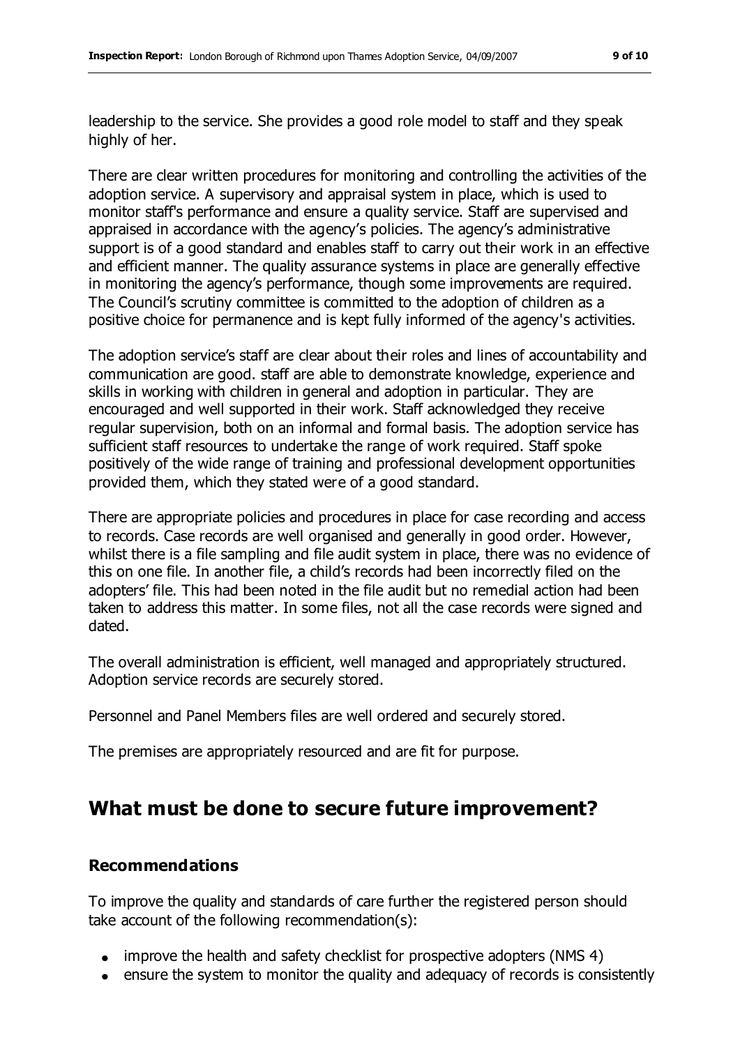leadership to the service. She provides a good role model to staff and they speak highly of her.

There are clear written procedures for monitoring and controlling the activities of the adoption service. A supervisory and appraisal system in place, which is used to monitor staff's performance and ensure a quality service. Staff are supervised and appraised in accordance with the agency's policies. The agency's administrative support is of a good standard and enables staff to carry out their work in an effective and efficient manner. The quality assurance systems in place are generally effective in monitoring the agency's performance, though some improvements are required. The Council's scrutiny committee is committed to the adoption of children as a positive choice for permanence and is kept fully informed of the agency's activities.

The adoption service's staff are clear about their roles and lines of accountability and communication are good. staff are able to demonstrate knowledge, experience and skills in working with children in general and adoption in particular. They are encouraged and well supported in their work. Staff acknowledged they receive regular supervision, both on an informal and formal basis. The adoption service has sufficient staff resources to undertake the range of work required. Staff spoke positively of the wide range of training and professional development opportunities provided them, which they stated were of a good standard.

There are appropriate policies and procedures in place for case recording and access to records. Case records are well organised and generally in good order. However, whilst there is a file sampling and file audit system in place, there was no evidence of this on one file. In another file, a child's records had been incorrectly filed on the adopters' file. This had been noted in the file audit but no remedial action had been taken to address this matter. In some files, not all the case records were signed and dated.

The overall administration is efficient, well managed and appropriately structured. Adoption service records are securely stored.

Personnel and Panel Members files are well ordered and securely stored.

The premises are appropriately resourced and are fit for purpose.

# What must be done to secure future improvement?

### Recommendations

To improve the quality and standards of care further the registered person should take account of the following recommendation(s):

- improve the health and safety checklist for prospective adopters (NMS 4)
- ensure the system to monitor the quality and adequacy of records is consistently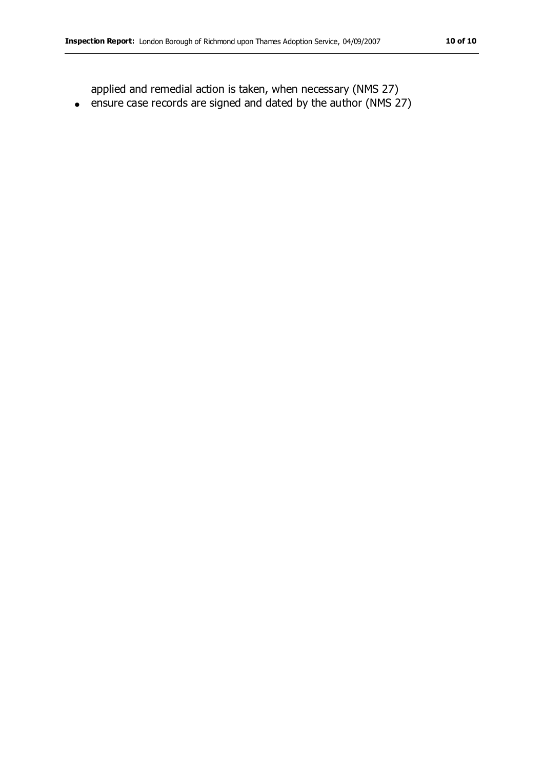applied and remedial action is taken, when necessary (NMS 27)

- ensure case records are signed and dated by the author (NMS 27)